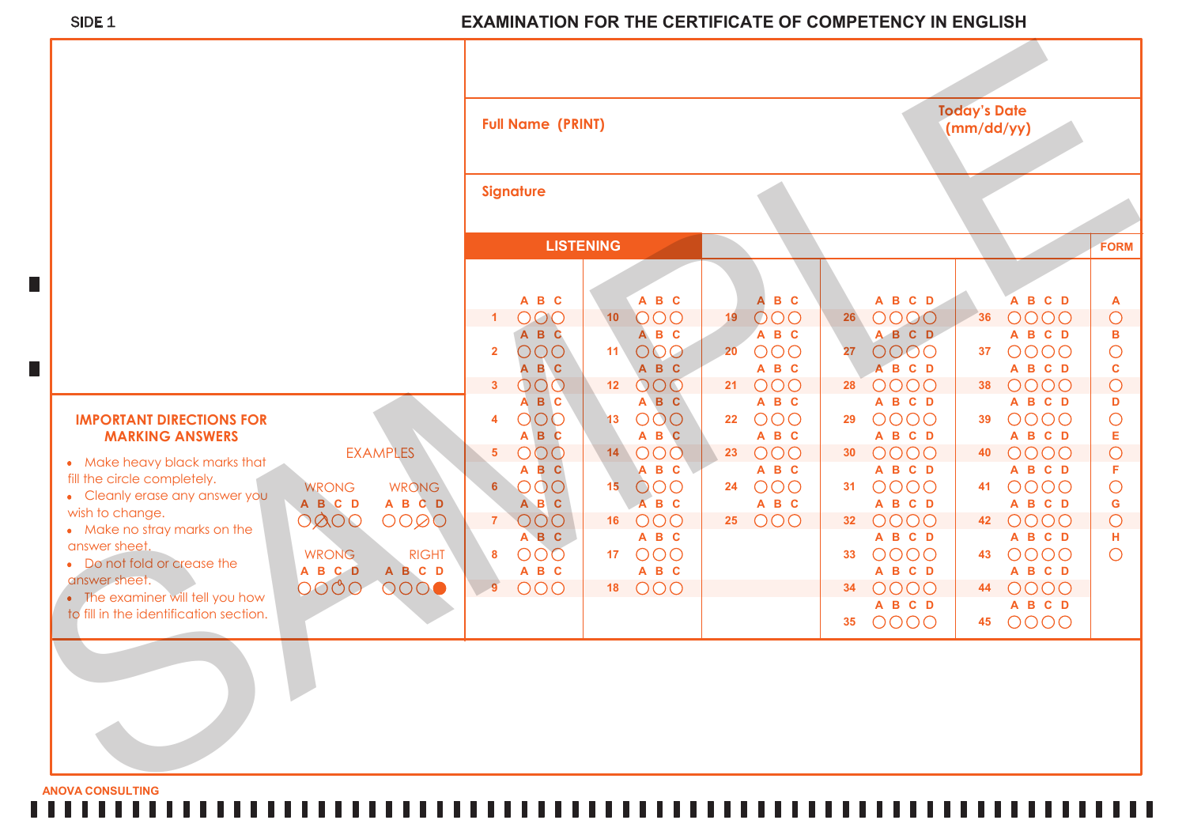SIDE 1

# EXAMINATION FOR THE CERTIFICATE OF COMPETENCY IN ENGLISH

**Full Name (PRINT)**

**Today's Date (mm/dd/yy)**

**Signature**

## LISTENING

| | A B C | | A B C | | A B C | | A B C D | | A B C D | FORM |
|---|---|---|---|---|---|---|---|---|---|---|
| 1 | ○○○ | 10 | ○○○ | 19 | ○○○ | 26 | ○○○○ | 36 | ○○○○ | A ○ |
| 2 | ○○○ | 11 | ○○○ | 20 | ○○○ | 27 | ○○○○ | 37 | ○○○○ | B ○ |
| 3 | ○○○ | 12 | ○○○ | 21 | ○○○ | 28 | ○○○○ | 38 | ○○○○ | C ○ |
| 4 | ○○○ | 13 | ○○○ | 22 | ○○○ | 29 | ○○○○ | 39 | ○○○○ | D ○ |
| 5 | ○○○ | 14 | ○○○ | 23 | ○○○ | 30 | ○○○○ | 40 | ○○○○ | E ○ |
| 6 | ○○○ | 15 | ○○○ | 24 | ○○○ | 31 | ○○○○ | 41 | ○○○○ | F ○ |
| 7 | ○○○ | 16 | ○○○ | 25 | ○○○ | 32 | ○○○○ | 42 | ○○○○ | G ○ |
| 8 | ○○○ | 17 | ○○○ | | | 33 | ○○○○ | 43 | ○○○○ | H ○ |
| 9 | ○○○ | 18 | ○○○ | | | 34 | ○○○○ | 44 | ○○○○ | |
| | | | | | | 35 | ○○○○ | 45 | ○○○○ | |

### IMPORTANT DIRECTIONS FOR MARKING ANSWERS

- Make heavy black marks that fill the circle completely.
- Cleanly erase any answer you wish to change.
- Make no stray marks on the answer sheet.
- Do not fold or crease the answer sheet.
- The examiner will tell you how to fill in the identification section.

EXAMPLES

WRONG — A B C D
WRONG — A B C D
WRONG — A B C D
RIGHT — A B C D

SAMPLE

ANOVA CONSULTING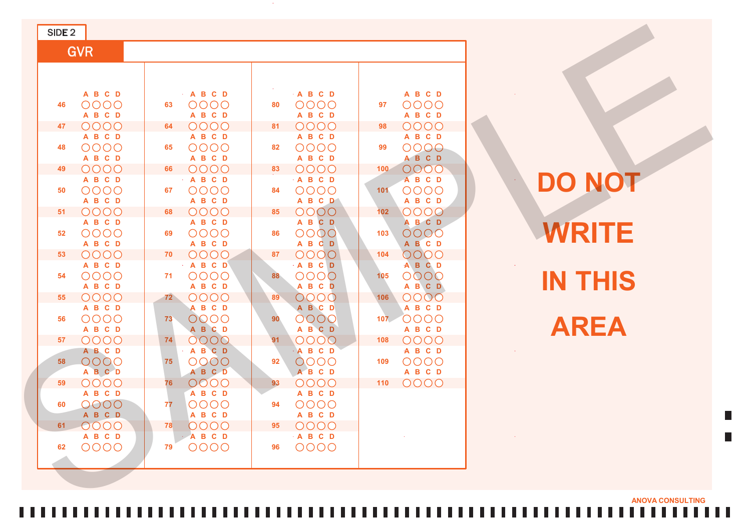SIDE 2

## GVR

| | | | | | | | |
|---|---|---|---|---|---|---|---|
| 46 | A B C D | 63 | A B C D | 80 | A B C D | 97 | A B C D |
| 47 | A B C D | 64 | A B C D | 81 | A B C D | 98 | A B C D |
| 48 | A B C D | 65 | A B C D | 82 | A B C D | 99 | A B C D |
| 49 | A B C D | 66 | A B C D | 83 | A B C D | 100 | A B C D |
| 50 | A B C D | 67 | A B C D | 84 | A B C D | 101 | A B C D |
| 51 | A B C D | 68 | A B C D | 85 | A B C D | 102 | A B C D |
| 52 | A B C D | 69 | A B C D | 86 | A B C D | 103 | A B C D |
| 53 | A B C D | 70 | A B C D | 87 | A B C D | 104 | A B C D |
| 54 | A B C D | 71 | A B C D | 88 | A B C D | 105 | A B C D |
| 55 | A B C D | 72 | A B C D | 89 | A B C D | 106 | A B C D |
| 56 | A B C D | 73 | A B C D | 90 | A B C D | 107 | A B C D |
| 57 | A B C D | 74 | A B C D | 91 | A B C D | 108 | A B C D |
| 58 | A B C D | 75 | A B C D | 92 | A B C D | 109 | A B C D |
| 59 | A B C D | 76 | A B C D | 93 | A B C D | 110 | A B C D |
| 60 | A B C D | 77 | A B C D | 94 | A B C D | | |
| 61 | A B C D | 78 | A B C D | 95 | A B C D | | |
| 62 | A B C D | 79 | A B C D | 96 | A B C D | | |

**DO NOT WRITE IN THIS AREA**

SAMPLE

ANOVA CONSULTING